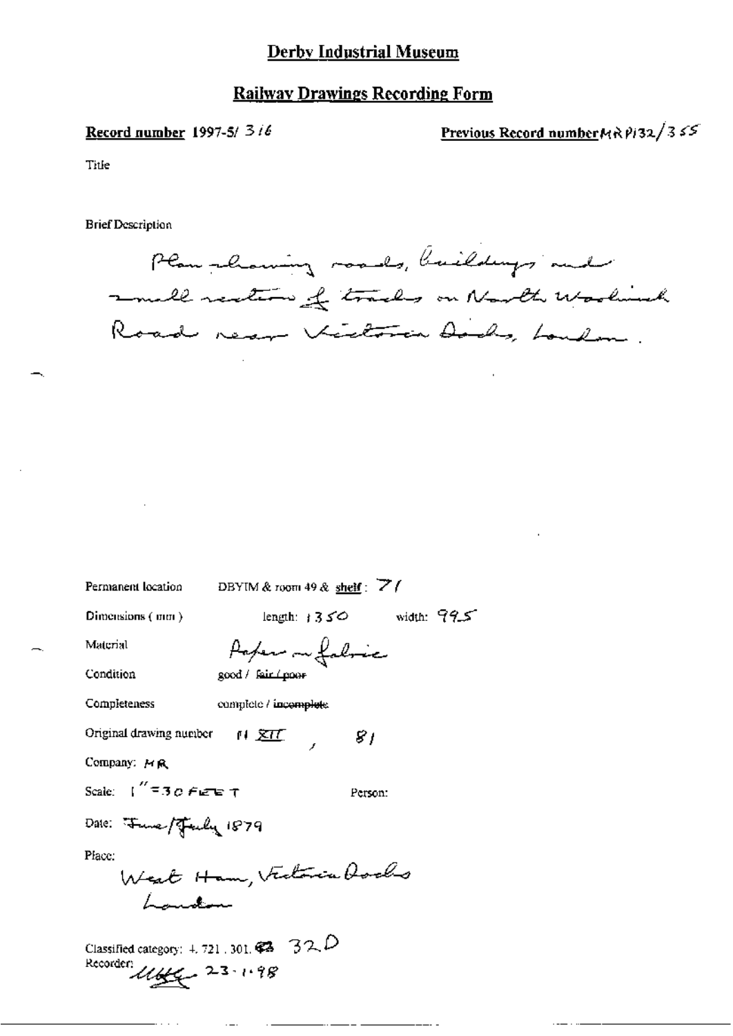# Derby Industrial Museum

## Railway Drawings Recording Form

**Record number** 1997-5/ 316

**Previous Record number** MR P132/355

Title

Brief Description

Plan showing roads, buildings and small section of tracks on North Woolwich Road near Victoria Docks, London.

Permanent location: DBYIM & room 49 & **shelf**: 71

Dimensions (mm): length: 1350 width: 995

Material: Paper on fabric

Condition: good / ~~fair / poor~~

Completeness: complete / ~~incomplete~~

Original drawing number: 11 XII, 81

Company: MR

Scale: 1" = 30 FEET

Person:

Date: June/July 1879

Place: West Ham, Victoria Docks London

Classified category: 4. 721. 301. ~~42~~ 32.D

Recorder: [signature] 23-1-98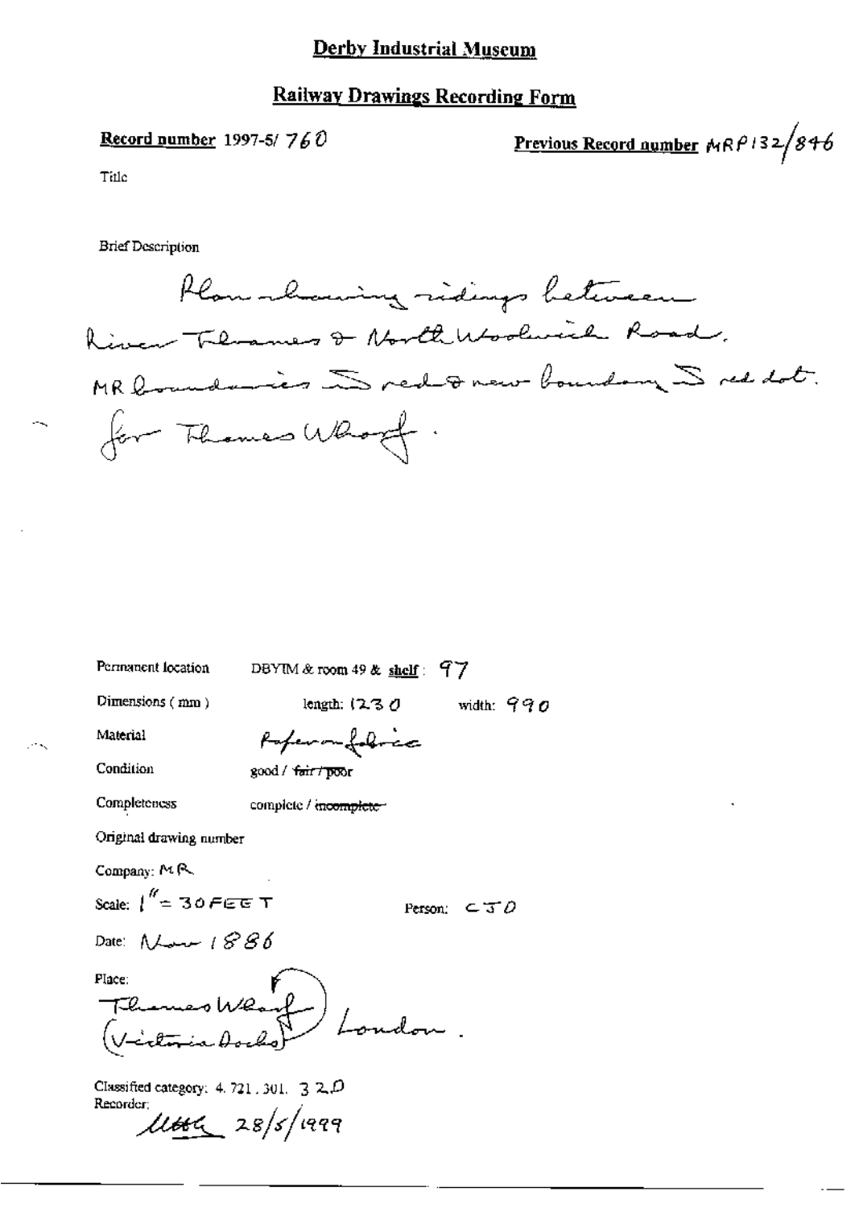# Derby Industrial Museum

## Railway Drawings Recording Form

**Record number** 1997-5/ 760

**Previous Record number** MRP132/846

Title

Brief Description

Plan showing sidings between River Thames & North Woolwich Road. MR boundaries in red & new boundary in red dot. for Thames Wharf.

Permanent location: DBYIM & room 49 & shelf: 97

Dimensions (mm): length: 1230 width: 990

Material: Paper on fabric

Condition: good / ~~fair / poor~~

Completeness: complete / ~~incomplete~~

Original drawing number

Company: MR

Scale: 1" = 30 FEET

Person: CJD

Date: Nov 1886

Place: Thames Wharf (Victoria Docks) London.

Classified category: 4. 721. 301. 32.D

Recorder: [signature] 28/5/1999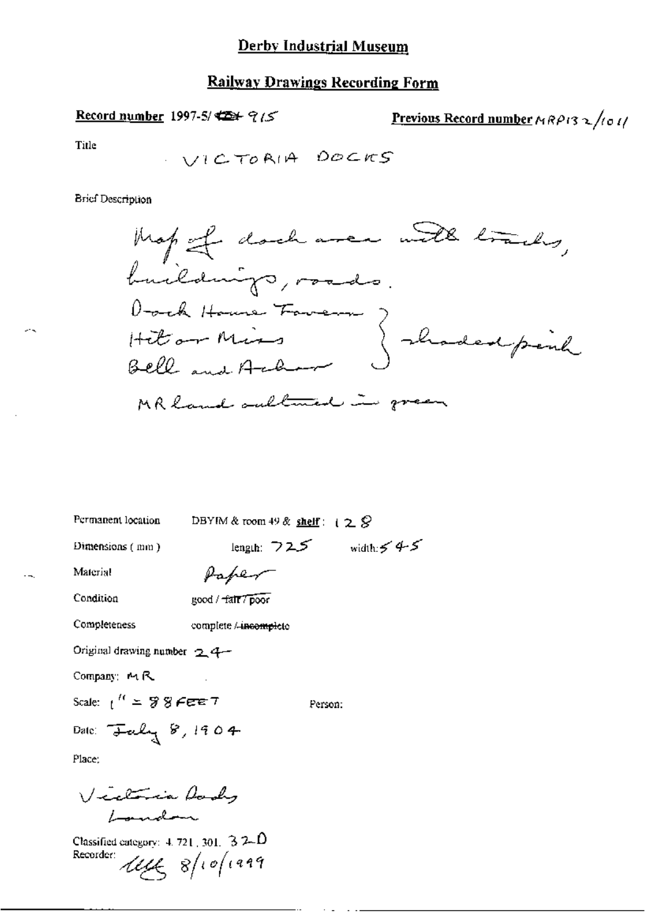# Derby Industrial Museum

## Railway Drawings Recording Form

**Record number** 1997-5/ ~~424~~ 915

**Previous Record number** MRP132/1011

Title

VICTORIA DOCKS

Brief Description

Map of dock area with tracks, buildings, roads.
Dock House Tavern }
Hit or Miss } shaded pink
Bell and Anchor }
MR land outlined in green

Permanent location DBYIM & room 49 & **shelf**: 128

Dimensions (mm) length: 725 width: 545

Material Paper

Condition good / ~~fair~~ / ~~poor~~

Completeness complete / ~~incomplete~~

Original drawing number 24

Company: MR

Scale: 1" = 88 FEET

Person:

Date: July 8, 1904

Place:

Victoria Docks
London

Classified category: 4.721.301. 32D

Recorder: UUG 8/10/1999